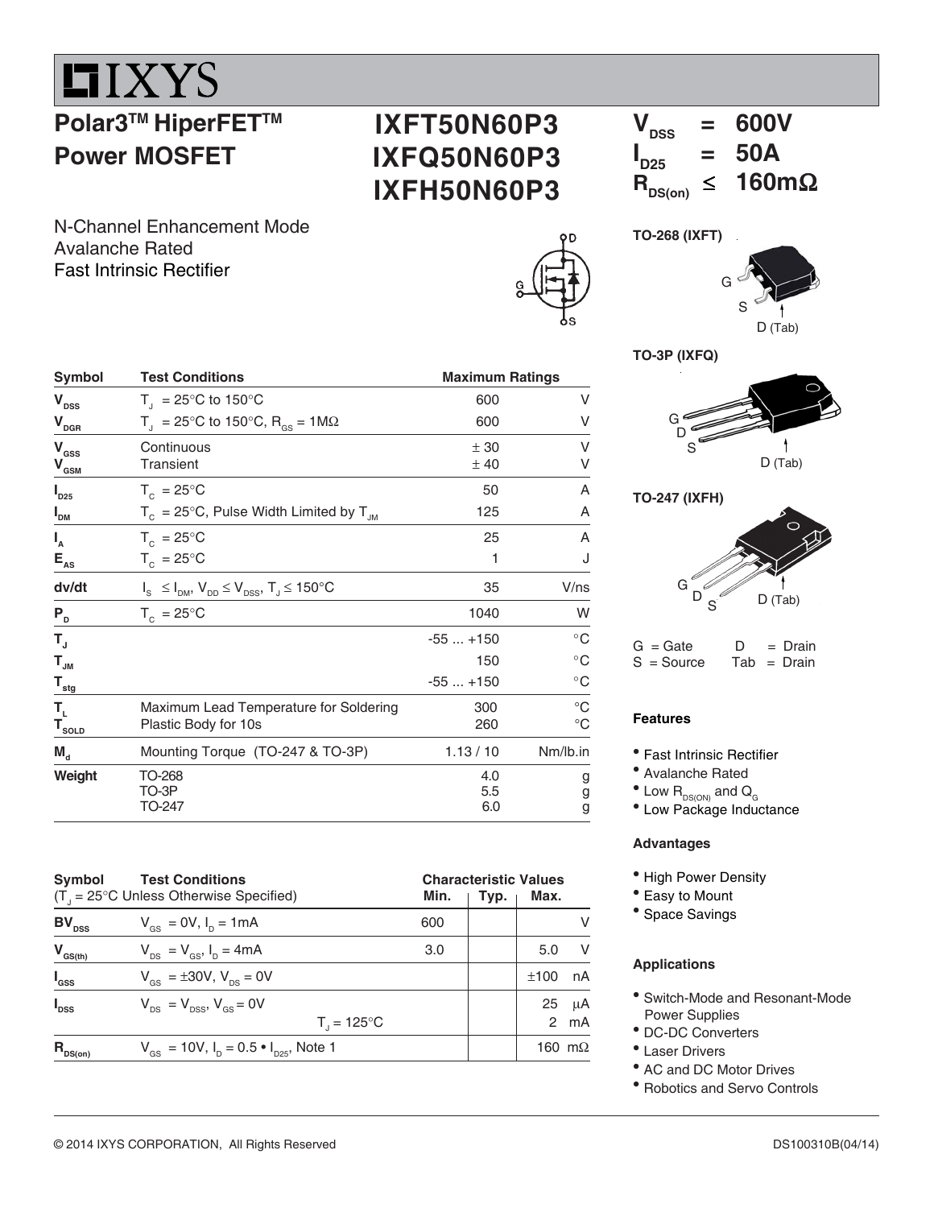# IXYS

## Polar3™ HiperFET™ Power MOSFET

**IXFT50N60P3**
**IXFQ50N60P3**
**IXFH50N60P3**

$V_{DSS}$ = 600V
$I_{D25}$ = 50A
$R_{DS(on)}$ ≤ 160mΩ

N-Channel Enhancement Mode
Avalanche Rated
Fast Intrinsic Rectifier

TO-268 (IXFT)

G, S, D (Tab)

TO-3P (IXFQ)

G, D, S, D (Tab)

TO-247 (IXFH)

G, D, S, D (Tab)

G = Gate    D = Drain
S = Source    Tab = Drain

| Symbol | Test Conditions | Maximum Ratings | |
|---|---|---|---|
| $V_{DSS}$ | $T_J$ = 25°C to 150°C | 600 | V |
| $V_{DGR}$ | $T_J$ = 25°C to 150°C, $R_{GS}$ = 1MΩ | 600 | V |
| $V_{GSS}$ | Continuous | ± 30 | V |
| $V_{GSM}$ | Transient | ± 40 | V |
| $I_{D25}$ | $T_C$ = 25°C | 50 | A |
| $I_{DM}$ | $T_C$ = 25°C, Pulse Width Limited by $T_{JM}$ | 125 | A |
| $I_A$ | $T_C$ = 25°C | 25 | A |
| $E_{AS}$ | $T_C$ = 25°C | 1 | J |
| dv/dt | $I_S \leq I_{DM}$, $V_{DD} \leq V_{DSS}$, $T_J \leq$ 150°C | 35 | V/ns |
| $P_D$ | $T_C$ = 25°C | 1040 | W |
| $T_J$ | | -55 ... +150 | °C |
| $T_{JM}$ | | 150 | °C |
| $T_{stg}$ | | -55 ... +150 | °C |
| $T_L$ | Maximum Lead Temperature for Soldering | 300 | °C |
| $T_{SOLD}$ | Plastic Body for 10s | 260 | °C |
| $M_d$ | Mounting Torque (TO-247 & TO-3P) | 1.13 / 10 | Nm/lb.in |
| Weight | TO-268 | 4.0 | g |
| | TO-3P | 5.5 | g |
| | TO-247 | 6.0 | g |

| Symbol | Test Conditions ($T_J$ = 25°C Unless Otherwise Specified) | Min. | Typ. | Max. | |
|---|---|---|---|---|---|
| $BV_{DSS}$ | $V_{GS}$ = 0V, $I_D$ = 1mA | 600 | | | V |
| $V_{GS(th)}$ | $V_{DS}$ = $V_{GS}$, $I_D$ = 4mA | 3.0 | | 5.0 | V |
| $I_{GSS}$ | $V_{GS}$ = ±30V, $V_{DS}$ = 0V | | | ±100 | nA |
| $I_{DSS}$ | $V_{DS}$ = $V_{DSS}$, $V_{GS}$ = 0V | | | 25 | μA |
| | $T_J$ = 125°C | | | 2 | mA |
| $R_{DS(on)}$ | $V_{GS}$ = 10V, $I_D$ = 0.5 • $I_{D25}$, Note 1 | | | 160 | mΩ |

### Features

- Fast Intrinsic Rectifier
- Avalanche Rated
- Low $R_{DS(ON)}$ and $Q_G$
- Low Package Inductance

### Advantages

- High Power Density
- Easy to Mount
- Space Savings

### Applications

- Switch-Mode and Resonant-Mode Power Supplies
- DC-DC Converters
- Laser Drivers
- AC and DC Motor Drives
- Robotics and Servo Controls

© 2014 IXYS CORPORATION, All Rights Reserved    DS100310B(04/14)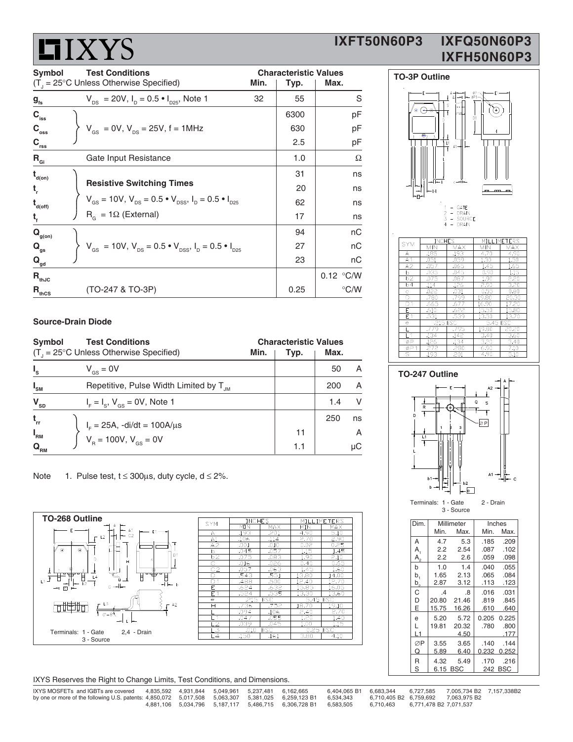| Symbol | Test Conditions | Characteristic Values | | |
|---|---|---|---|---|
| ($T_J$ = 25°C Unless Otherwise Specified) | | Min. | Typ. | Max. |
| $g_{fs}$ | $V_{DS}$ = 20V, $I_D = 0.5 \bullet I_{D25}$, Note 1 | 32 | 55 | S |
| $C_{iss}$ | | | 6300 | pF |
| $C_{oss}$ | $V_{GS}$ = 0V, $V_{DS}$ = 25V, f = 1MHz | | 630 | pF |
| $C_{rss}$ | | | 2.5 | pF |
| $R_{Gi}$ | Gate Input Resistance | | 1.0 | Ω |
| $t_{d(on)}$ | **Resistive Switching Times** | | 31 | ns |
| $t_r$ | $V_{GS}$ = 10V, $V_{DS} = 0.5 \bullet V_{DSS}$, $I_D = 0.5 \bullet I_{D25}$ | | 20 | ns |
| $t_{d(off)}$ | $R_G$ = 1Ω (External) | | 62 | ns |
| $t_f$ | | | 17 | ns |
| $Q_{g(on)}$ | | | 94 | nC |
| $Q_{gs}$ | $V_{GS}$ = 10V, $V_{DS} = 0.5 \bullet V_{DSS}$, $I_D = 0.5 \bullet I_{D25}$ | | 27 | nC |
| $Q_{gd}$ | | | 23 | nC |
| $R_{thJC}$ | | | | 0.12 °C/W |
| $R_{thCS}$ | (TO-247 & TO-3P) | | 0.25 | °C/W |

### Source-Drain Diode

| Symbol | Test Conditions | Characteristic Values | | |
|---|---|---|---|---|
| ($T_J$ = 25°C Unless Otherwise Specified) | | Min. | Typ. | Max. |
| $I_S$ | $V_{GS}$ = 0V | | | 50 A |
| $I_{SM}$ | Repetitive, Pulse Width Limited by $T_{JM}$ | | | 200 A |
| $V_{SD}$ | $I_F = I_S$, $V_{GS}$ = 0V, Note 1 | | | 1.4 V |
| $t_{rr}$ | $I_F$ = 25A, -di/dt = 100A/µs | | | 250 ns |
| $I_{RM}$ | $V_R$ = 100V, $V_{GS}$ = 0V | | 11 | A |
| $Q_{RM}$ | | | 1.1 | µC |

Note 1. Pulse test, t ≤ 300µs, duty cycle, d ≤ 2%.

### TO-3P Outline

1 - Gate
2 - Drain
3 - Source
4 - Drain

| SYM | INCHES MIN | INCHES MAX | MILLIMETERS MIN | MILLIMETERS MAX |
|---|---|---|---|---|
| A | .185 | .193 | 4.70 | 4.90 |
| A1 | .051 | .059 | 1.30 | 1.50 |
| A2 | .057 | .065 | 1.45 | 1.65 |
| b | .035 | .045 | 0.90 | 1.15 |
| b2 | .075 | .087 | 1.90 | 2.20 |
| b4 | .114 | .126 | 2.90 | 3.20 |
| c | .022 | .031 | 0.55 | 0.80 |
| D | .780 | .799 | 19.80 | 20.30 |
| D1 | .665 | .677 | 16.90 | 17.20 |
| E | .610 | .622 | 15.50 | 15.80 |
| E1 | .531 | .539 | 13.50 | 13.70 |
| e | .215 BSC | | 5.45 BSC | |
| L | .779 | .795 | 19.80 | 20.20 |
| L1 | .134 | .142 | 3.40 | 3.60 |
| ØP | .126 | .134 | 3.20 | 3.40 |
| ØP1 | .272 | .280 | 6.90 | 7.10 |
| S | .193 | .201 | 4.90 | 5.10 |

### TO-247 Outline

Terminals: 1 - Gate 2 - Drain 3 - Source

| Dim. | Millimeter Min. | Millimeter Max. | Inches Min. | Inches Max. |
|---|---|---|---|---|
| A | 4.7 | 5.3 | .185 | .209 |
| $A_1$ | 2.2 | 2.54 | .087 | .102 |
| $A_2$ | 2.2 | 2.6 | .059 | .098 |
| b | 1.0 | 1.4 | .040 | .055 |
| $b_1$ | 1.65 | 2.13 | .065 | .084 |
| $b_2$ | 2.87 | 3.12 | .113 | .123 |
| C | .4 | .8 | .016 | .031 |
| D | 20.80 | 21.46 | .819 | .845 |
| E | 15.75 | 16.26 | .610 | .640 |
| e | 5.20 | 5.72 | 0.205 | 0.225 |
| L | 19.81 | 20.32 | .780 | .800 |
| L1 | | 4.50 | | .177 |
| ∅P | 3.55 | 3.65 | .140 | .144 |
| Q | 5.89 | 6.40 | 0.232 | 0.252 |
| R | 4.32 | 5.49 | .170 | .216 |
| S | 6.15 BSC | | 242 BSC | |

### TO-268 Outline

Terminals: 1 - Gate 2,4 - Drain 3 - Source

| SYM | INCHES MIN | INCHES MAX | MILLIMETERS MIN | MILLIMETERS MAX |
|---|---|---|---|---|
| A | .193 | .201 | 4.90 | 5.10 |
| A1 | .106 | .114 | 2.70 | 2.90 |
| A2 | .001 | .010 | 0.02 | 0.25 |
| b | .045 | .057 | 1.15 | 1.45 |
| b2 | .075 | .083 | 1.90 | 2.10 |
| C | .016 | .026 | 0.40 | 0.65 |
| C2 | .057 | .063 | 1.45 | 1.60 |
| D | .543 | .551 | 13.80 | 14.00 |
| D1 | .488 | .500 | 12.40 | 12.70 |
| E | .624 | .632 | 15.85 | 16.05 |
| E1 | .524 | .535 | 13.30 | 13.60 |
| e | .215 BSC | | 5.45 BSC | |
| H | .736 | .752 | 18.70 | 19.10 |
| L | .094 | .106 | 2.40 | 2.70 |
| L1 | .047 | .055 | 1.20 | 1.40 |
| L2 | .039 | .045 | 1.00 | 1.15 |
| L3 | .010 BSC | | 0.25 BSC | |
| L4 | .150 | .161 | 3.80 | 4.10 |

IXYS Reserves the Right to Change Limits, Test Conditions, and Dimensions.

IXYS MOSFETs and IGBTs are covered by one or more of the following U.S. patents: 4,835,592 4,850,072 4,881,106 4,931,844 5,017,508 5,034,796 5,049,961 5,063,307 5,187,117 5,237,481 5,381,025 5,486,715 6,162,665 6,259,123 B1 6,306,728 B1 6,404,065 B1 6,534,343 6,583,505 6,683,344 6,710,405 B2 6,710,463 6,727,585 6,759,692 6,771,478 B2 7,005,734 B2 7,063,975 B2 7,071,537 7,157,338B2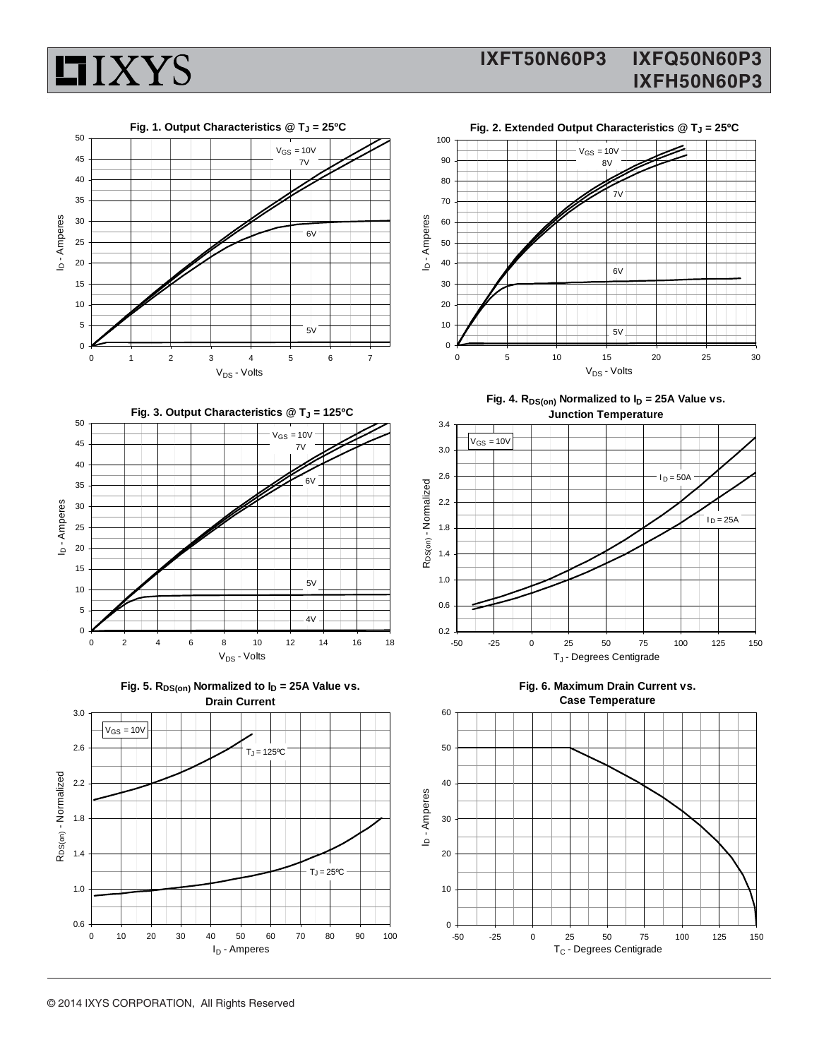**Fig. 1. Output Characteristics @ $T_J$ = 25ºC**

**Fig. 2. Extended Output Characteristics @ $T_J$ = 25ºC**

**Fig. 3. Output Characteristics @ $T_J$ = 125ºC**

**Fig. 4. $R_{DS(on)}$ Normalized to $I_D$ = 25A Value vs. Junction Temperature**

**Fig. 5. $R_{DS(on)}$ Normalized to $I_D$ = 25A Value vs. Drain Current**

**Fig. 6. Maximum Drain Current vs. Case Temperature**

© 2014 IXYS CORPORATION, All Rights Reserved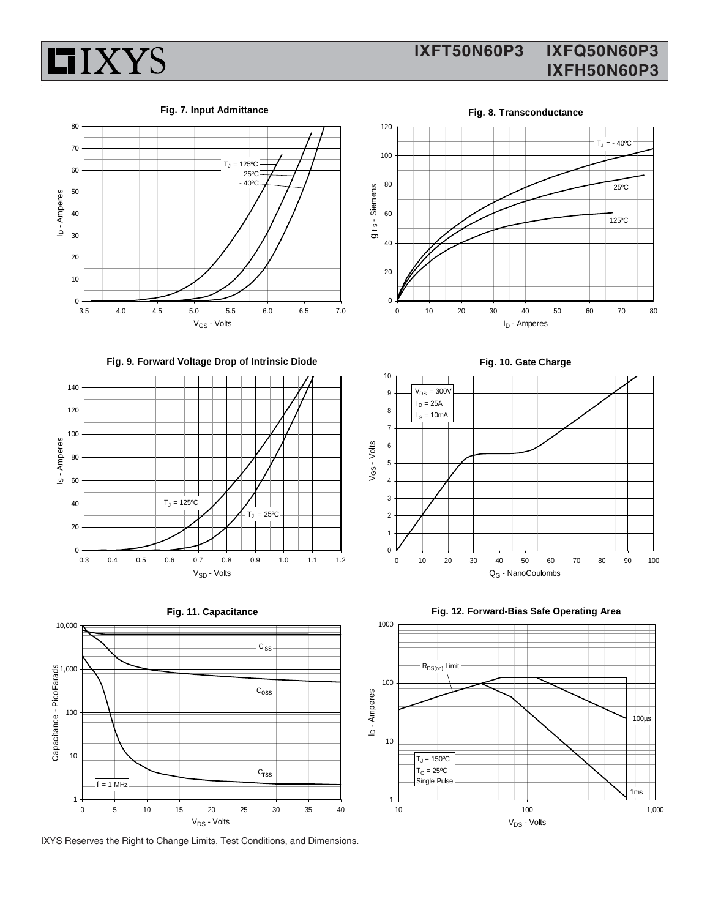**Fig. 7. Input Admittance**

$T_J$ = 125ºC
25ºC
- 40ºC

$I_D$ - Amperes

$V_{GS}$ - Volts

**Fig. 8. Transconductance**

$T_J$ = - 40ºC
25ºC
125ºC

$g_{fs}$ - Siemens

$I_D$ - Amperes

**Fig. 9. Forward Voltage Drop of Intrinsic Diode**

$T_J$ = 125ºC
$T_J$ = 25ºC

$I_S$ - Amperes

$V_{SD}$ - Volts

**Fig. 10. Gate Charge**

$V_{DS}$ = 300V
$I_D$ = 25A
$I_G$ = 10mA

$V_{GS}$ - Volts

$Q_G$ - NanoCoulombs

**Fig. 11. Capacitance**

$C_{iss}$
$C_{oss}$
$C_{rss}$
f = 1 MHz

Capacitance - PicoFarads

$V_{DS}$ - Volts

**Fig. 12. Forward-Bias Safe Operating Area**

$R_{DS(on)}$ Limit
100µs
1ms
$T_J$ = 150ºC
$T_C$ = 25ºC
Single Pulse

$I_D$ - Amperes

$V_{DS}$ - Volts

IXYS Reserves the Right to Change Limits, Test Conditions, and Dimensions.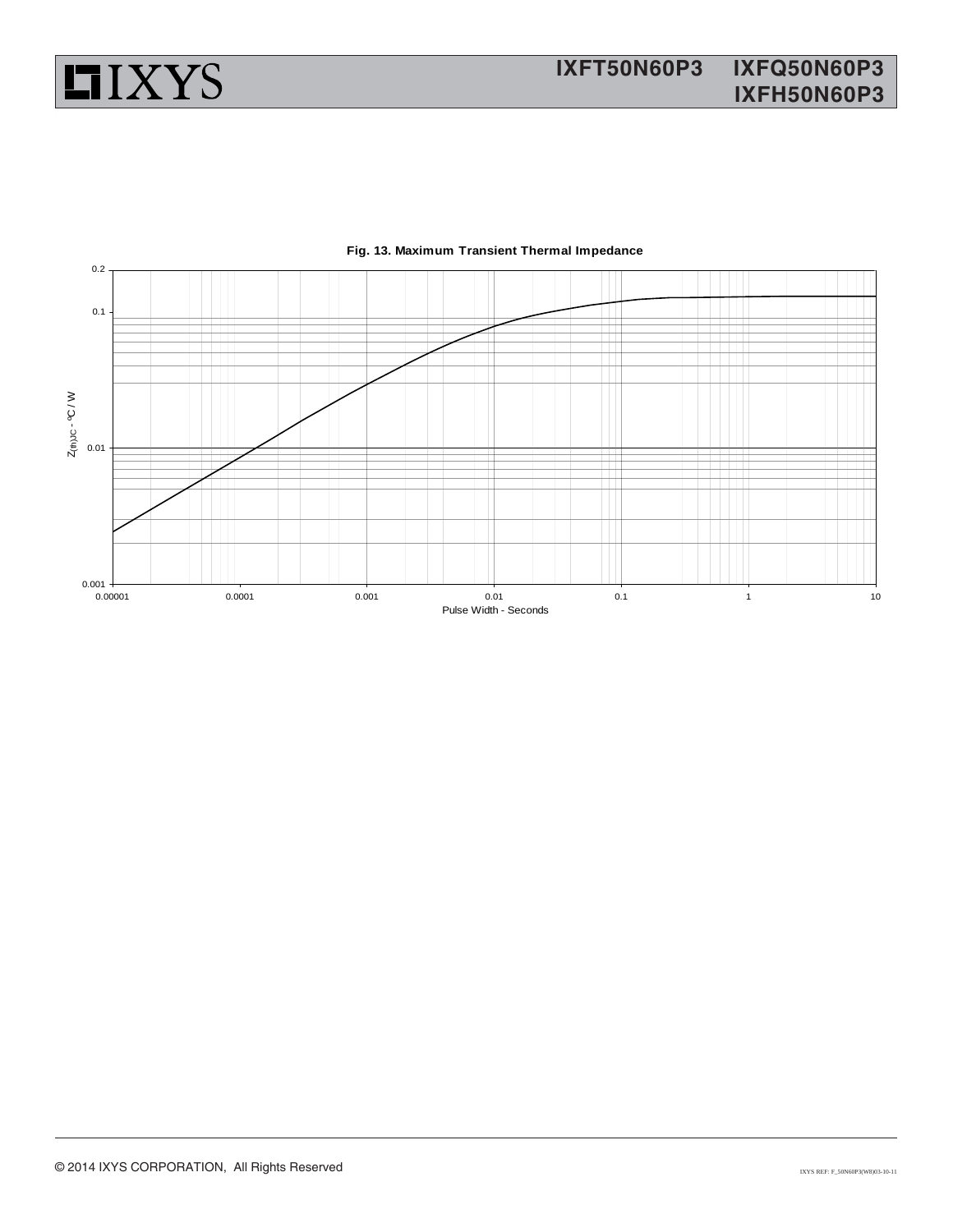Fig. 13. Maximum Transient Thermal Impedance

0.2
0.1
0.01
0.001

$Z_{(th)JC}$ - ºC / W

0.00001
0.0001
0.001
0.01
0.1
1
10

Pulse Width - Seconds

© 2014 IXYS CORPORATION, All Rights Reserved

IXYS REF: F_50N60P3(W8)03-10-11